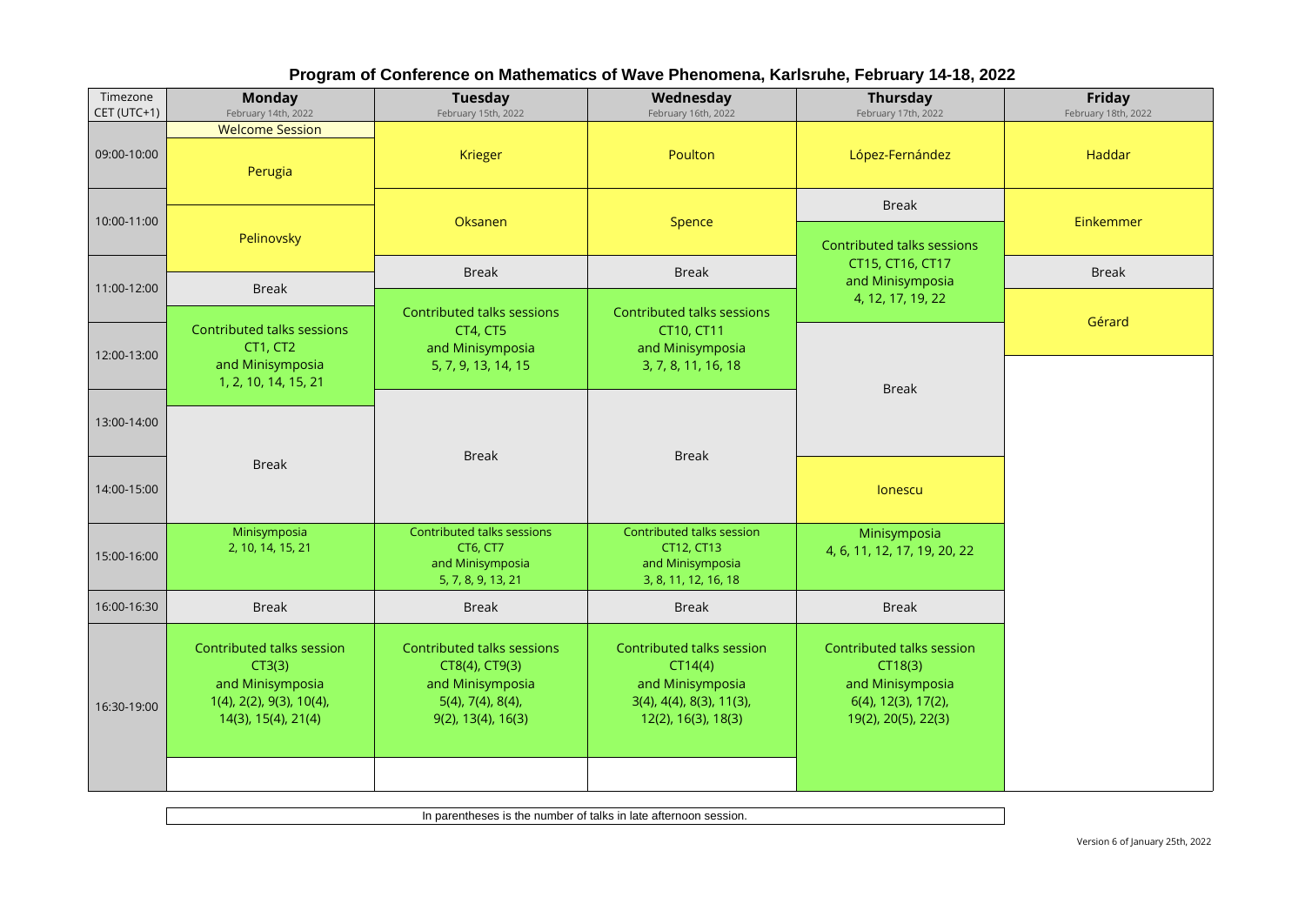# Program of Conference on Mathematics of Wave Phenomena, Karlsruhe, February 14-18, 2022

| Timezone CET (UTC+1) | Monday February 14th, 2022 | Tuesday February 15th, 2022 | Wednesday February 16th, 2022 | Thursday February 17th, 2022 | Friday February 18th, 2022 |
|---|---|---|---|---|---|
| 09:00-10:00 | Welcome Session; Perugia | Krieger | Poulton | López-Fernández | Haddar |
| 10:00-11:00 | Pelinovsky | Oksanen | Spence | Break; Contributed talks sessions CT15, CT16, CT17 and Minisymposia 4, 12, 17, 19, 22 | Einkemmer |
| 11:00-12:00 | Break | Break; Contributed talks sessions CT4, CT5 and Minisymposia 5, 7, 9, 13, 14, 15 | Break; Contributed talks sessions CT10, CT11 and Minisymposia 3, 7, 8, 11, 16, 18 | | Break; Gérard |
| 12:00-13:00 | Contributed talks sessions CT1, CT2 and Minisymposia 1, 2, 10, 14, 15, 21 | | | Break | |
| 13:00-14:00 | Break | Break | Break | | |
| 14:00-15:00 | | | | Ionescu | |
| 15:00-16:00 | Minisymposia 2, 10, 14, 15, 21 | Contributed talks sessions CT6, CT7 and Minisymposia 5, 7, 8, 9, 13, 21 | Contributed talks session CT12, CT13 and Minisymposia 3, 8, 11, 12, 16, 18 | Minisymposia 4, 6, 11, 12, 17, 19, 20, 22 | |
| 16:00-16:30 | Break | Break | Break | Break | |
| 16:30-19:00 | Contributed talks session CT3(3) and Minisymposia 1(4), 2(2), 9(3), 10(4), 14(3), 15(4), 21(4) | Contributed talks sessions CT8(4), CT9(3) and Minisymposia 5(4), 7(4), 8(4), 9(2), 13(4), 16(3) | Contributed talks session CT14(4) and Minisymposia 3(4), 4(4), 8(3), 11(3), 12(2), 16(3), 18(3) | Contributed talks session CT18(3) and Minisymposia 6(4), 12(3), 17(2), 19(2), 20(5), 22(3) | |

In parentheses is the number of talks in late afternoon session.

Version 6 of January 25th, 2022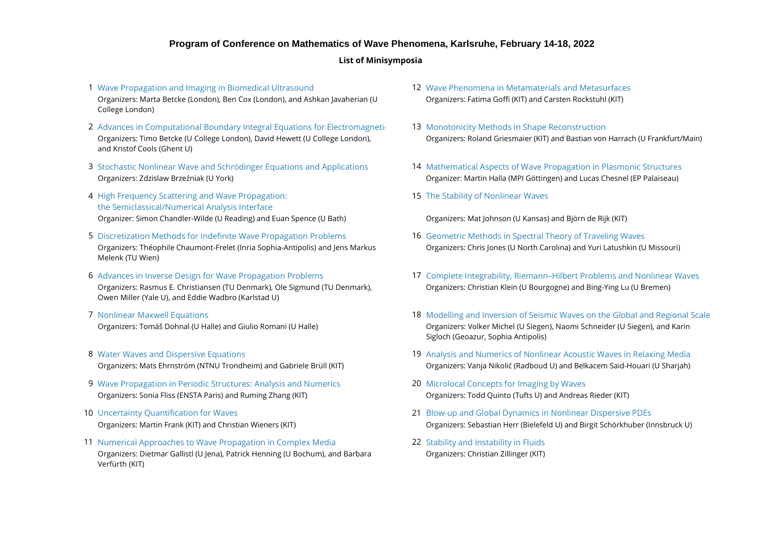**Program of Conference on Mathematics of Wave Phenomena, Karlsruhe, February 14-18, 2022**

**List of Minisymposia**

1. Wave Propagation and Imaging in Biomedical Ultrasound
   Organizers: Marta Betcke (London), Ben Cox (London), and Ashkan Javaherian (U College London)

2. Advances in Computational Boundary Integral Equations for Electromagneti
   Organizers: Timo Betcke (U College London), David Hewett (U College London), and Kristof Cools (Ghent U)

3. Stochastic Nonlinear Wave and Schrödinger Equations and Applications
   Organizers: Zdzislaw Brzeźniak (U York)

4. High Frequency Scattering and Wave Propagation: the Semiclassical/Numerical Analysis Interface
   Organizer: Simon Chandler-Wilde (U Reading) and Euan Spence (U Bath)

5. Discretization Methods for Indefinite Wave Propagation Problems
   Organizers: Théophile Chaumont-Frelet (Inria Sophia-Antipolis) and Jens Markus Melenk (TU Wien)

6. Advances in Inverse Design for Wave Propagation Problems
   Organizers: Rasmus E. Christiansen (TU Denmark), Ole Sigmund (TU Denmark), Owen Miller (Yale U), and Eddie Wadbro (Karlstad U)

7. Nonlinear Maxwell Equations
   Organizers: Tomáš Dohnal (U Halle) and Giulio Romani (U Halle)

8. Water Waves and Dispersive Equations
   Organizers: Mats Ehrnström (NTNU Trondheim) and Gabriele Brüll (KIT)

9. Wave Propagation in Periodic Structures: Analysis and Numerics
   Organizers: Sonia Fliss (ENSTA Paris) and Ruming Zhang (KIT)

10. Uncertainty Quantification for Waves
    Organizers: Martin Frank (KIT) and Christian Wieners (KIT)

11. Numerical Approaches to Wave Propagation in Complex Media
    Organizers: Dietmar Gallistl (U Jena), Patrick Henning (U Bochum), and Barbara Verfürth (KIT)

12. Wave Phenomena in Metamaterials and Metasurfaces
    Organizers: Fatima Goffi (KIT) and Carsten Rockstuhl (KIT)

13. Monotonicity Methods in Shape Reconstruction
    Organizers: Roland Griesmaier (KIT) and Bastian von Harrach (U Frankfurt/Main)

14. Mathematical Aspects of Wave Propagation in Plasmonic Structures
    Organizer: Martin Halla (MPI Göttingen) and Lucas Chesnel (EP Palaiseau)

15. The Stability of Nonlinear Waves
    Organizers: Mat Johnson (U Kansas) and Björn de Rijk (KIT)

16. Geometric Methods in Spectral Theory of Traveling Waves
    Organizers: Chris Jones (U North Carolina) and Yuri Latushkin (U Missouri)

17. Complete Integrability, Riemann–Hilbert Problems and Nonlinear Waves
    Organizers: Christian Klein (U Bourgogne) and Bing-Ying Lu (U Bremen)

18. Modelling and Inversion of Seismic Waves on the Global and Regional Scale
    Organizers: Volker Michel (U Siegen), Naomi Schneider (U Siegen), and Karin Sigloch (Geoazur, Sophia Antipolis)

19. Analysis and Numerics of Nonlinear Acoustic Waves in Relaxing Media
    Organizers: Vanja Nikolić (Radboud U) and Belkacem Said-Houari (U Sharjah)

20. Microlocal Concepts for Imaging by Waves
    Organizers: Todd Quinto (Tufts U) and Andreas Rieder (KIT)

21. Blow-up and Global Dynamics in Nonlinear Dispersive PDEs
    Organizers: Sebastian Herr (Bielefeld U) and Birgit Schörkhuber (Innsbruck U)

22. Stability and Instability in Fluids
    Organizers: Christian Zillinger (KIT)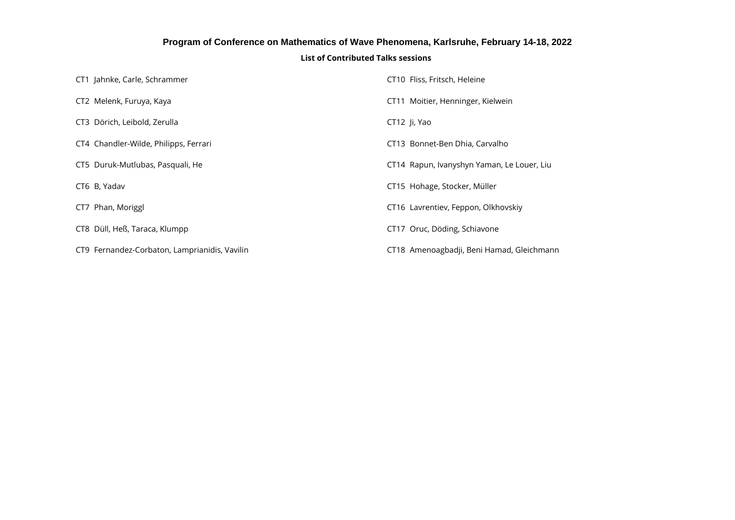# Program of Conference on Mathematics of Wave Phenomena, Karlsruhe, February 14-18, 2022

## List of Contributed Talks sessions

CT1 Jahnke, Carle, Schrammer

CT2 Melenk, Furuya, Kaya

CT3 Dörich, Leibold, Zerulla

CT4 Chandler-Wilde, Philipps, Ferrari

CT5 Duruk-Mutlubas, Pasquali, He

CT6 B, Yadav

CT7 Phan, Moriggl

CT8 Düll, Heß, Taraca, Klumpp

CT9 Fernandez-Corbaton, Lamprianidis, Vavilin

CT10 Fliss, Fritsch, Heleine

CT11 Moitier, Henninger, Kielwein

CT12 Ji, Yao

CT13 Bonnet-Ben Dhia, Carvalho

CT14 Rapun, Ivanyshyn Yaman, Le Louer, Liu

CT15 Hohage, Stocker, Müller

CT16 Lavrentiev, Feppon, Olkhovskiy

CT17 Oruc, Döding, Schiavone

CT18 Amenoagbadji, Beni Hamad, Gleichmann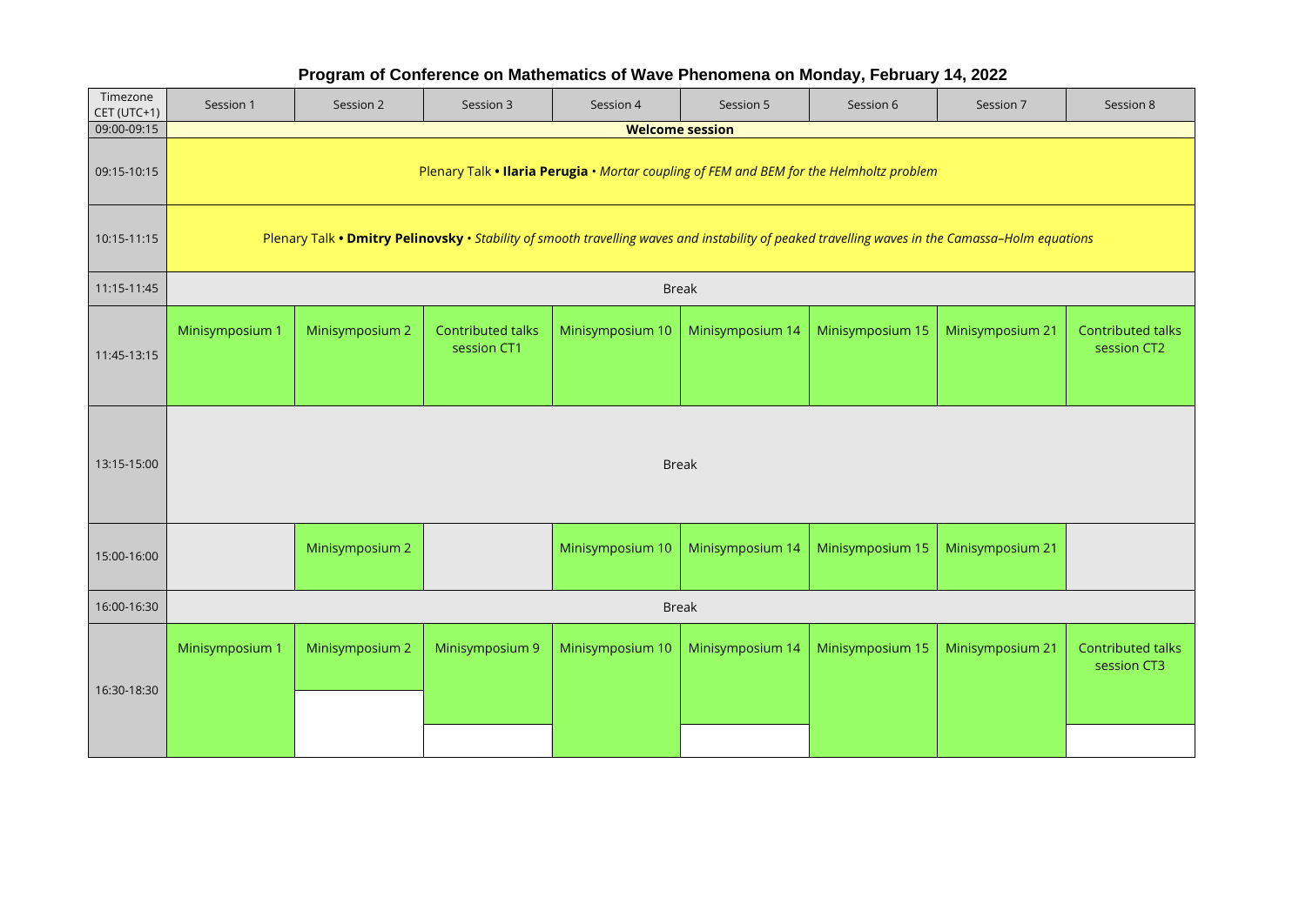# Program of Conference on Mathematics of Wave Phenomena on Monday, February 14, 2022

| Timezone CET (UTC+1) | Session 1 | Session 2 | Session 3 | Session 4 | Session 5 | Session 6 | Session 7 | Session 8 |
|---|---|---|---|---|---|---|---|---|
| 09:00-09:15 | **Welcome session** | | | | | | | |
| 09:15-10:15 | Plenary Talk • **Ilaria Perugia** • *Mortar coupling of FEM and BEM for the Helmholtz problem* | | | | | | | |
| 10:15-11:15 | Plenary Talk • **Dmitry Pelinovsky** • *Stability of smooth travelling waves and instability of peaked travelling waves in the Camassa–Holm equations* | | | | | | | |
| 11:15-11:45 | Break | | | | | | | |
| 11:45-13:15 | Minisymposium 1 | Minisymposium 2 | Contributed talks session CT1 | Minisymposium 10 | Minisymposium 14 | Minisymposium 15 | Minisymposium 21 | Contributed talks session CT2 |
| 13:15-15:00 | Break | | | | | | | |
| 15:00-16:00 | | Minisymposium 2 | | Minisymposium 10 | Minisymposium 14 | Minisymposium 15 | Minisymposium 21 | |
| 16:00-16:30 | Break | | | | | | | |
| 16:30-18:30 | Minisymposium 1 | Minisymposium 2 | Minisymposium 9 | Minisymposium 10 | Minisymposium 14 | Minisymposium 15 | Minisymposium 21 | Contributed talks session CT3 |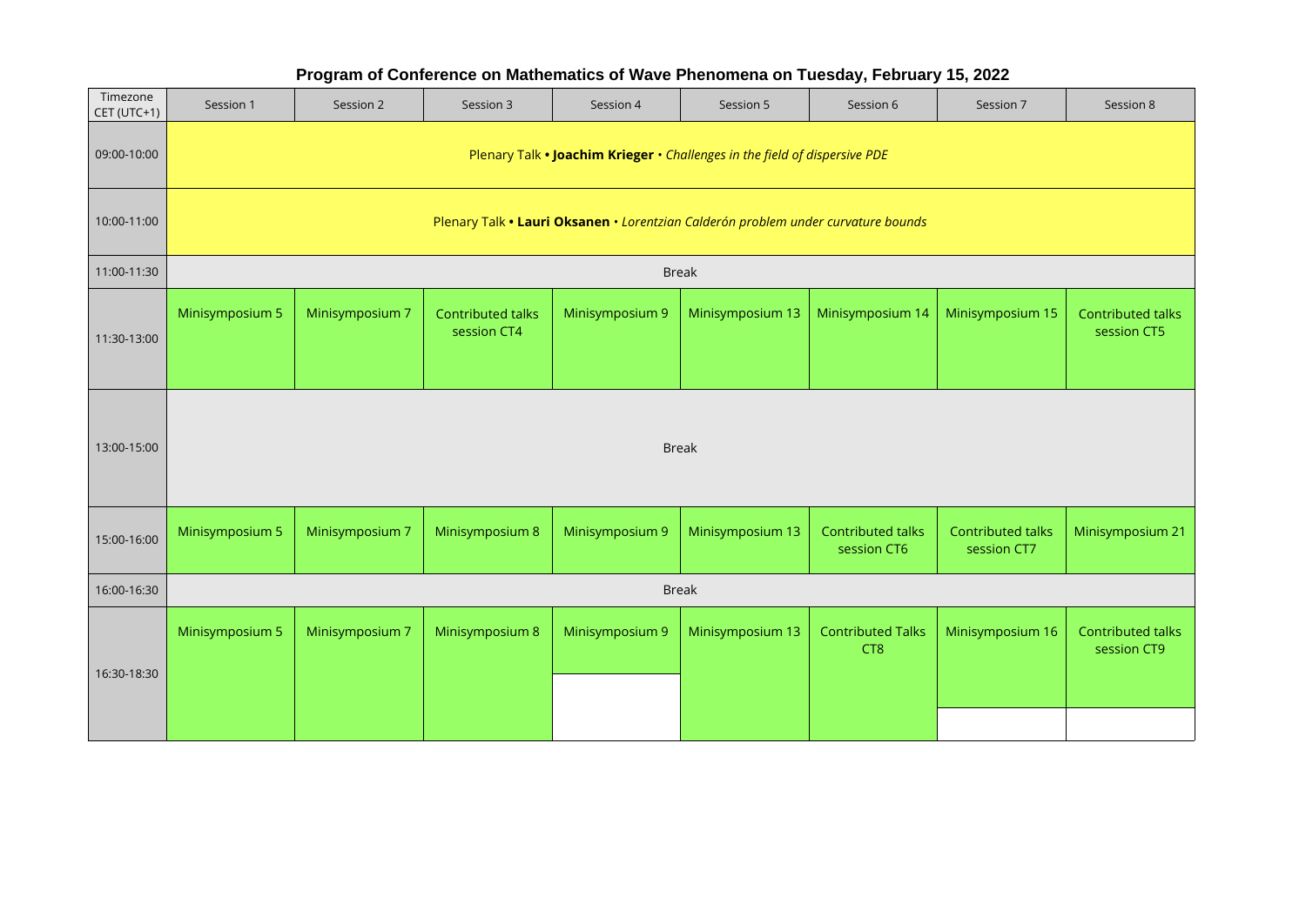## Program of Conference on Mathematics of Wave Phenomena on Tuesday, February 15, 2022

| Timezone CET (UTC+1) | Session 1 | Session 2 | Session 3 | Session 4 | Session 5 | Session 6 | Session 7 | Session 8 |
|---|---|---|---|---|---|---|---|---|
| 09:00-10:00 | Plenary Talk • **Joachim Krieger** • *Challenges in the field of dispersive PDE* | | | | | | | |
| 10:00-11:00 | Plenary Talk • **Lauri Oksanen** • *Lorentzian Calderón problem under curvature bounds* | | | | | | | |
| 11:00-11:30 | Break | | | | | | | |
| 11:30-13:00 | Minisymposium 5 | Minisymposium 7 | Contributed talks session CT4 | Minisymposium 9 | Minisymposium 13 | Minisymposium 14 | Minisymposium 15 | Contributed talks session CT5 |
| 13:00-15:00 | Break | | | | | | | |
| 15:00-16:00 | Minisymposium 5 | Minisymposium 7 | Minisymposium 8 | Minisymposium 9 | Minisymposium 13 | Contributed talks session CT6 | Contributed talks session CT7 | Minisymposium 21 |
| 16:00-16:30 | Break | | | | | | | |
| 16:30-18:30 | Minisymposium 5 | Minisymposium 7 | Minisymposium 8 | Minisymposium 9 | Minisymposium 13 | Contributed Talks CT8 | Minisymposium 16 | Contributed talks session CT9 |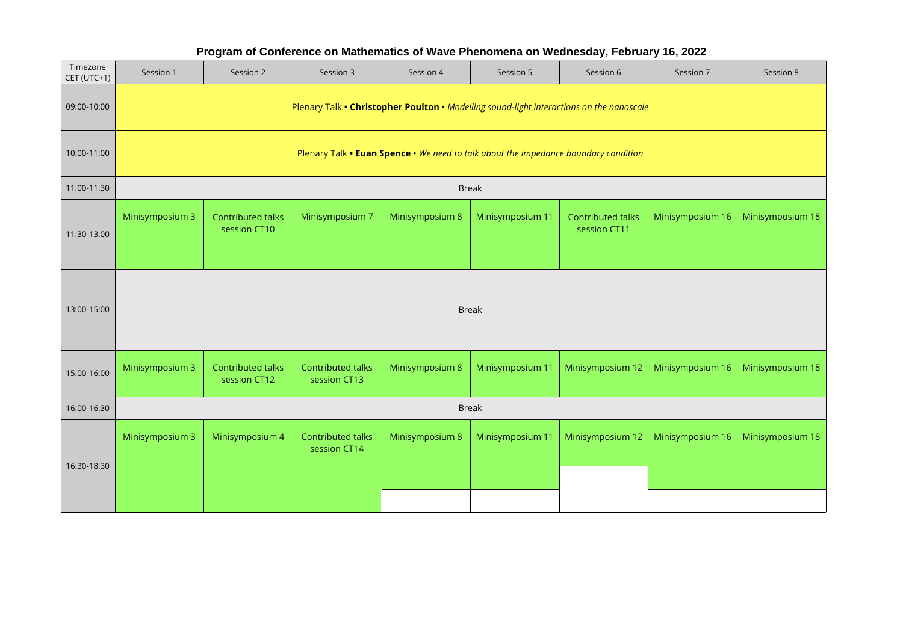**Program of Conference on Mathematics of Wave Phenomena on Wednesday, February 16, 2022**

| Timezone CET (UTC+1) | Session 1 | Session 2 | Session 3 | Session 4 | Session 5 | Session 6 | Session 7 | Session 8 |
|---|---|---|---|---|---|---|---|---|
| 09:00-10:00 | Plenary Talk • **Christopher Poulton** • *Modelling sound-light interactions on the nanoscale* | | | | | | | |
| 10:00-11:00 | Plenary Talk • **Euan Spence** • *We need to talk about the impedance boundary condition* | | | | | | | |
| 11:00-11:30 | Break | | | | | | | |
| 11:30-13:00 | Minisymposium 3 | Contributed talks session CT10 | Minisymposium 7 | Minisymposium 8 | Minisymposium 11 | Contributed talks session CT11 | Minisymposium 16 | Minisymposium 18 |
| 13:00-15:00 | Break | | | | | | | |
| 15:00-16:00 | Minisymposium 3 | Contributed talks session CT12 | Contributed talks session CT13 | Minisymposium 8 | Minisymposium 11 | Minisymposium 12 | Minisymposium 16 | Minisymposium 18 |
| 16:00-16:30 | Break | | | | | | | |
| 16:30-18:30 | Minisymposium 3 | Minisymposium 4 | Contributed talks session CT14 | Minisymposium 8 | Minisymposium 11 | Minisymposium 12 | Minisymposium 16 | Minisymposium 18 |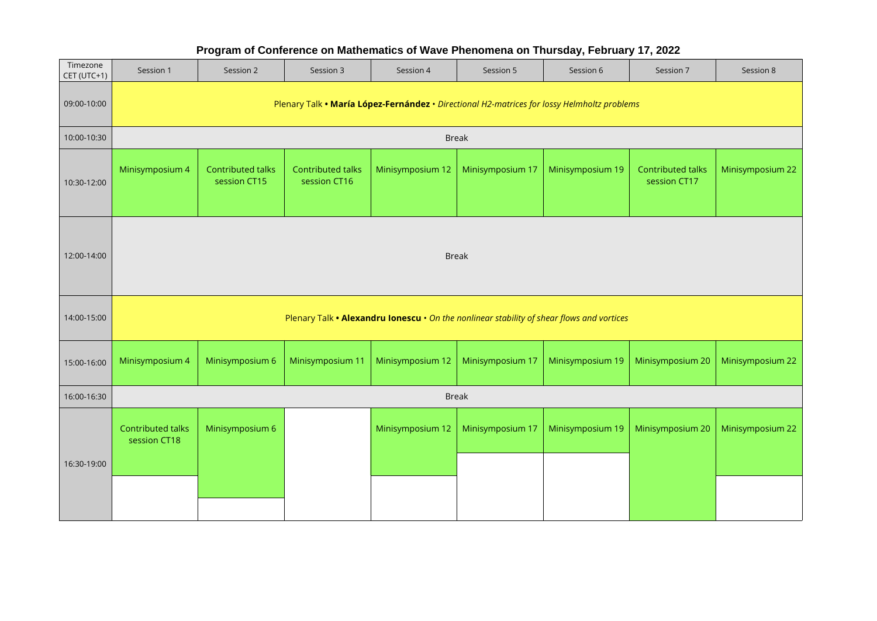# Program of Conference on Mathematics of Wave Phenomena on Thursday, February 17, 2022

| Timezone CET (UTC+1) | Session 1 | Session 2 | Session 3 | Session 4 | Session 5 | Session 6 | Session 7 | Session 8 |
|---|---|---|---|---|---|---|---|---|
| 09:00-10:00 | Plenary Talk • **María López-Fernández** • *Directional H2-matrices for lossy Helmholtz problems* | | | | | | | |
| 10:00-10:30 | Break | | | | | | | |
| 10:30-12:00 | Minisymposium 4 | Contributed talks session CT15 | Contributed talks session CT16 | Minisymposium 12 | Minisymposium 17 | Minisymposium 19 | Contributed talks session CT17 | Minisymposium 22 |
| 12:00-14:00 | Break | | | | | | | |
| 14:00-15:00 | Plenary Talk • **Alexandru Ionescu** • *On the nonlinear stability of shear flows and vortices* | | | | | | | |
| 15:00-16:00 | Minisymposium 4 | Minisymposium 6 | Minisymposium 11 | Minisymposium 12 | Minisymposium 17 | Minisymposium 19 | Minisymposium 20 | Minisymposium 22 |
| 16:00-16:30 | Break | | | | | | | |
| 16:30-19:00 | Contributed talks session CT18 | Minisymposium 6 | | Minisymposium 12 | Minisymposium 17 | Minisymposium 19 | Minisymposium 20 | Minisymposium 22 |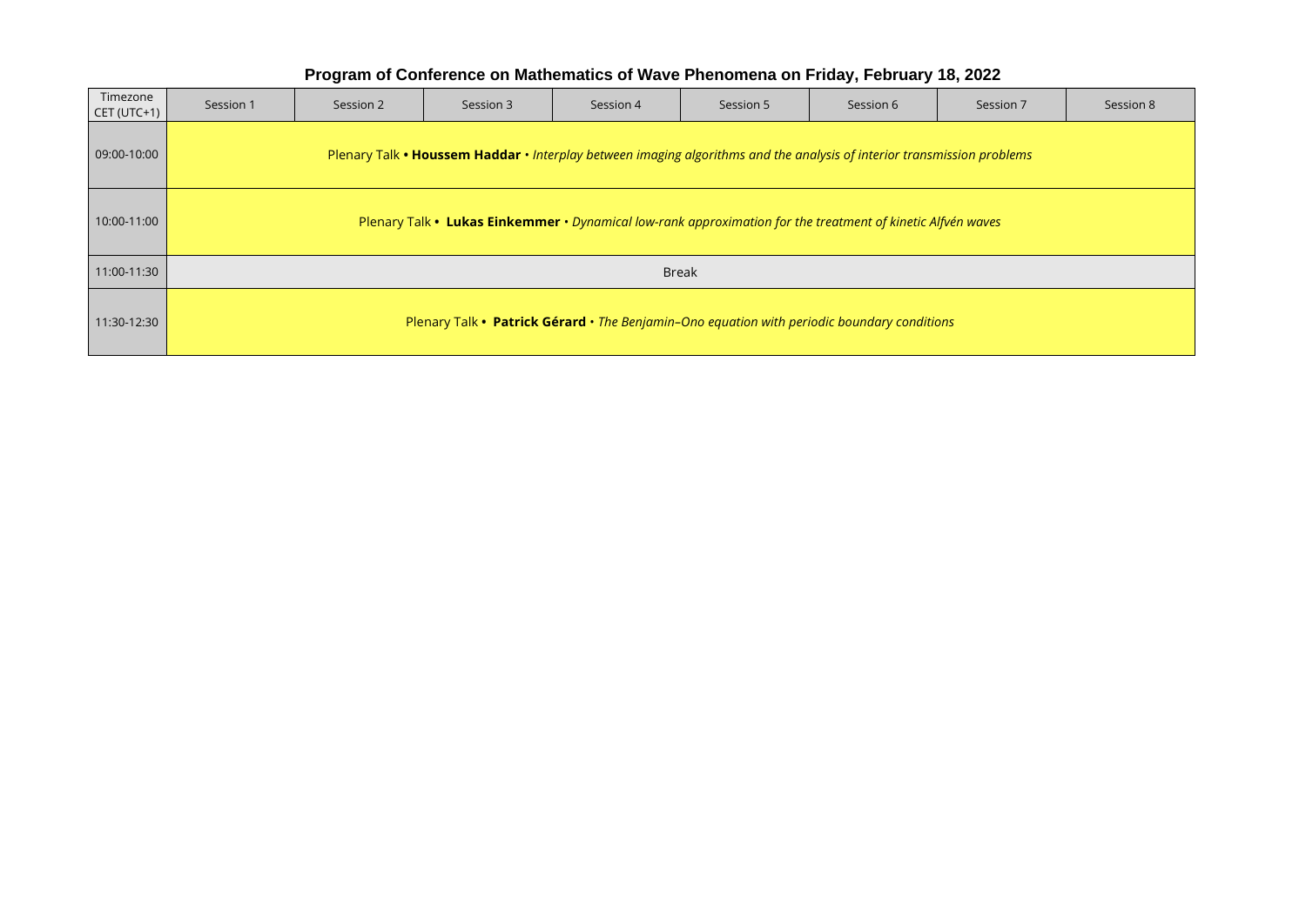# Program of Conference on Mathematics of Wave Phenomena on Friday, February 18, 2022

| Timezone CET (UTC+1) | Session 1 | Session 2 | Session 3 | Session 4 | Session 5 | Session 6 | Session 7 | Session 8 |
|---|---|---|---|---|---|---|---|---|
| 09:00-10:00 | Plenary Talk • **Houssem Haddar** • *Interplay between imaging algorithms and the analysis of interior transmission problems* | | | | | | | |
| 10:00-11:00 | Plenary Talk • **Lukas Einkemmer** • *Dynamical low-rank approximation for the treatment of kinetic Alfvén waves* | | | | | | | |
| 11:00-11:30 | Break | | | | | | | |
| 11:30-12:30 | Plenary Talk • **Patrick Gérard** • *The Benjamin–Ono equation with periodic boundary conditions* | | | | | | | |